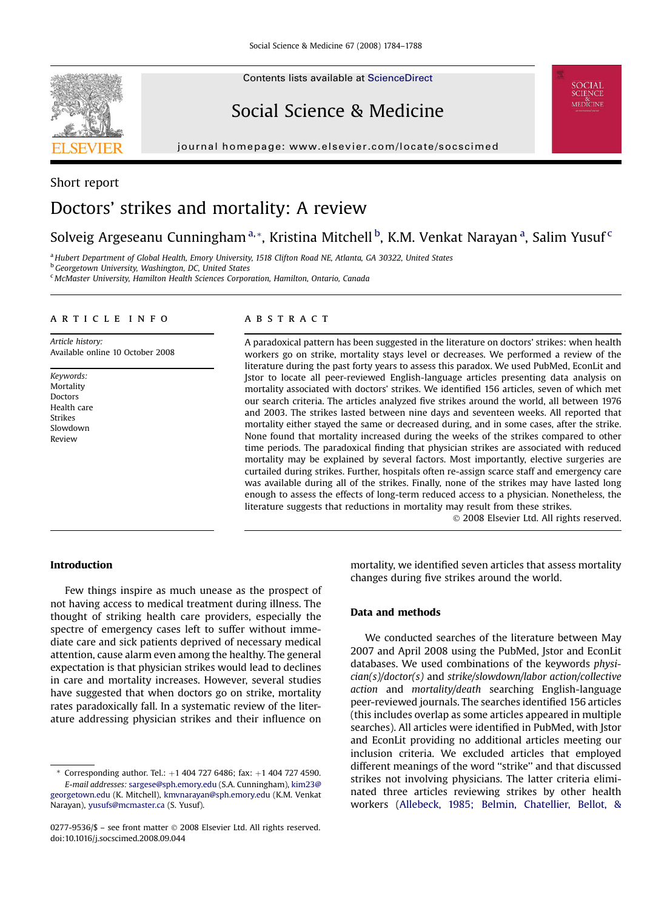Short report

# Doctors' strikes and mortality: A review

Solveig Argeseanu Cunningham [a,*], Kristina Mitchell [b], K.M. Venkat Narayan [a], Salim Yusuf [c]

[a] Hubert Department of Global Health, Emory University, 1518 Clifton Road NE, Atlanta, GA 30322, United States
[b] Georgetown University, Washington, DC, United States
[c] McMaster University, Hamilton Health Sciences Corporation, Hamilton, Ontario, Canada

**ARTICLE INFO**

*Article history:*
Available online 10 October 2008

*Keywords:*
Mortality
Doctors
Health care
Strikes
Slowdown
Review

**ABSTRACT**

A paradoxical pattern has been suggested in the literature on doctors' strikes: when health workers go on strike, mortality stays level or decreases. We performed a review of the literature during the past forty years to assess this paradox. We used PubMed, EconLit and Jstor to locate all peer-reviewed English-language articles presenting data analysis on mortality associated with doctors' strikes. We identified 156 articles, seven of which met our search criteria. The articles analyzed five strikes around the world, all between 1976 and 2003. The strikes lasted between nine days and seventeen weeks. All reported that mortality either stayed the same or decreased during, and in some cases, after the strike. None found that mortality increased during the weeks of the strikes compared to other time periods. The paradoxical finding that physician strikes are associated with reduced mortality may be explained by several factors. Most importantly, elective surgeries are curtailed during strikes. Further, hospitals often re-assign scarce staff and emergency care was available during all of the strikes. Finally, none of the strikes may have lasted long enough to assess the effects of long-term reduced access to a physician. Nonetheless, the literature suggests that reductions in mortality may result from these strikes.

© 2008 Elsevier Ltd. All rights reserved.

## Introduction

Few things inspire as much unease as the prospect of not having access to medical treatment during illness. The thought of striking health care providers, especially the spectre of emergency cases left to suffer without immediate care and sick patients deprived of necessary medical attention, cause alarm even among the healthy. The general expectation is that physician strikes would lead to declines in care and mortality increases. However, several studies have suggested that when doctors go on strike, mortality rates paradoxically fall. In a systematic review of the literature addressing physician strikes and their influence on mortality, we identified seven articles that assess mortality changes during five strikes around the world.

## Data and methods

We conducted searches of the literature between May 2007 and April 2008 using the PubMed, Jstor and EconLit databases. We used combinations of the keywords *physician(s)/doctor(s)* and *strike/slowdown/labor action/collective action* and *mortality/death* searching English-language peer-reviewed journals. The searches identified 156 articles (this includes overlap as some articles appeared in multiple searches). All articles were identified in PubMed, with Jstor and EconLit providing no additional articles meeting our inclusion criteria. We excluded articles that employed different meanings of the word "strike" and that discussed strikes not involving physicians. The latter criteria eliminated three articles reviewing strikes by other health workers (Allebeck, 1985; Belmin, Chatellier, Bellot, &

* Corresponding author. Tel.: +1 404 727 6486; fax: +1 404 727 4590.
*E-mail addresses:* sargese@sph.emory.edu (S.A. Cunningham), kim23@georgetown.edu (K. Mitchell), kmvnarayan@sph.emory.edu (K.M. Venkat Narayan), yusufs@mcmaster.ca (S. Yusuf).

0277-9536/$ – see front matter © 2008 Elsevier Ltd. All rights reserved.
doi:10.1016/j.socscimed.2008.09.044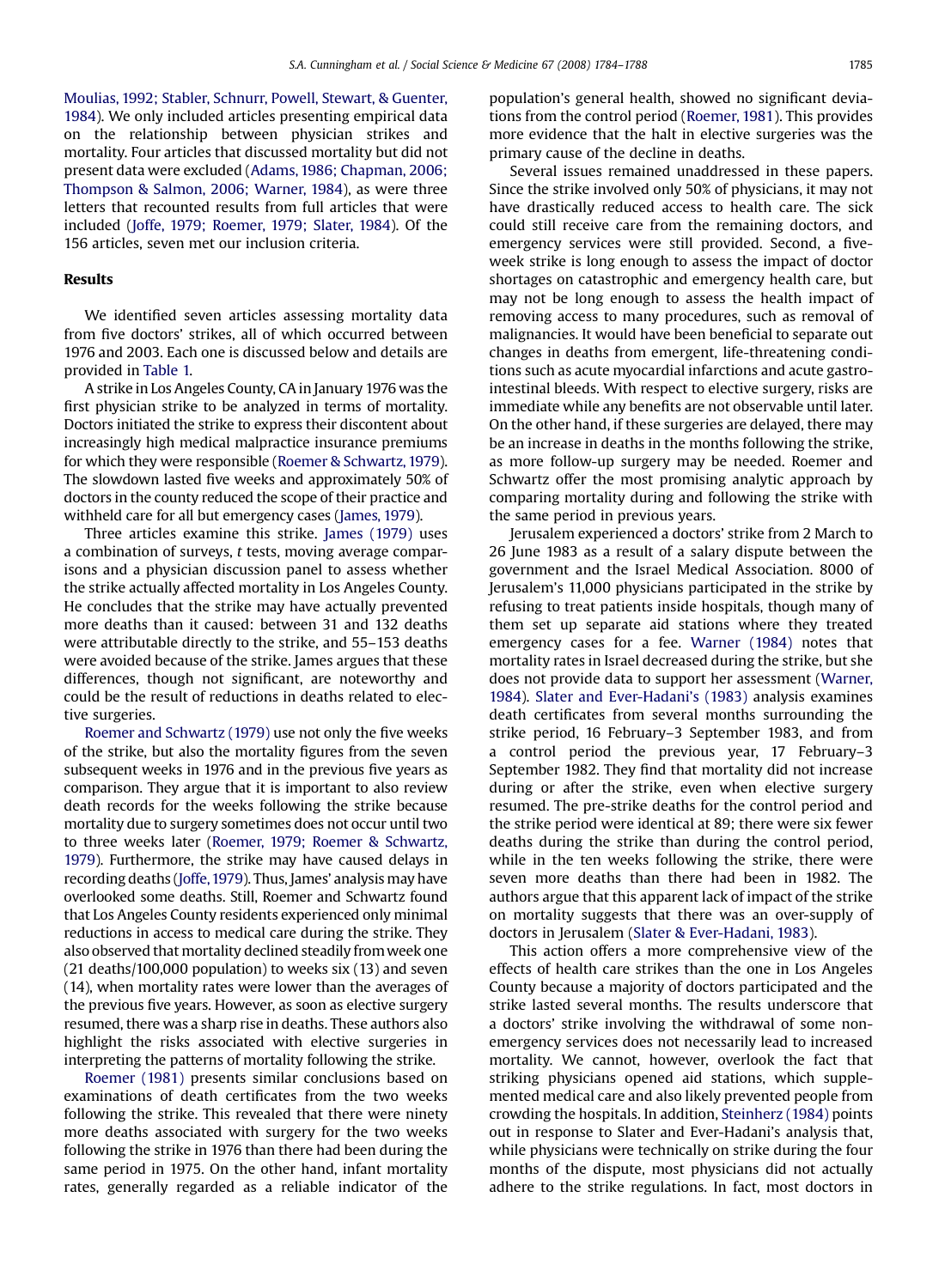Moulias, 1992; Stabler, Schnurr, Powell, Stewart, & Guenter, 1984). We only included articles presenting empirical data on the relationship between physician strikes and mortality. Four articles that discussed mortality but did not present data were excluded (Adams, 1986; Chapman, 2006; Thompson & Salmon, 2006; Warner, 1984), as were three letters that recounted results from full articles that were included (Joffe, 1979; Roemer, 1979; Slater, 1984). Of the 156 articles, seven met our inclusion criteria.

## Results

We identified seven articles assessing mortality data from five doctors' strikes, all of which occurred between 1976 and 2003. Each one is discussed below and details are provided in Table 1.

A strike in Los Angeles County, CA in January 1976 was the first physician strike to be analyzed in terms of mortality. Doctors initiated the strike to express their discontent about increasingly high medical malpractice insurance premiums for which they were responsible (Roemer & Schwartz, 1979). The slowdown lasted five weeks and approximately 50% of doctors in the county reduced the scope of their practice and withheld care for all but emergency cases (James, 1979).

Three articles examine this strike. James (1979) uses a combination of surveys, *t* tests, moving average comparisons and a physician discussion panel to assess whether the strike actually affected mortality in Los Angeles County. He concludes that the strike may have actually prevented more deaths than it caused: between 31 and 132 deaths were attributable directly to the strike, and 55–153 deaths were avoided because of the strike. James argues that these differences, though not significant, are noteworthy and could be the result of reductions in deaths related to elective surgeries.

Roemer and Schwartz (1979) use not only the five weeks of the strike, but also the mortality figures from the seven subsequent weeks in 1976 and in the previous five years as comparison. They argue that it is important to also review death records for the weeks following the strike because mortality due to surgery sometimes does not occur until two to three weeks later (Roemer, 1979; Roemer & Schwartz, 1979). Furthermore, the strike may have caused delays in recording deaths (Joffe, 1979). Thus, James' analysis may have overlooked some deaths. Still, Roemer and Schwartz found that Los Angeles County residents experienced only minimal reductions in access to medical care during the strike. They also observed that mortality declined steadily from week one (21 deaths/100,000 population) to weeks six (13) and seven (14), when mortality rates were lower than the averages of the previous five years. However, as soon as elective surgery resumed, there was a sharp rise in deaths. These authors also highlight the risks associated with elective surgeries in interpreting the patterns of mortality following the strike.

Roemer (1981) presents similar conclusions based on examinations of death certificates from the two weeks following the strike. This revealed that there were ninety more deaths associated with surgery for the two weeks following the strike in 1976 than there had been during the same period in 1975. On the other hand, infant mortality rates, generally regarded as a reliable indicator of the population's general health, showed no significant deviations from the control period (Roemer, 1981). This provides more evidence that the halt in elective surgeries was the primary cause of the decline in deaths.

Several issues remained unaddressed in these papers. Since the strike involved only 50% of physicians, it may not have drastically reduced access to health care. The sick could still receive care from the remaining doctors, and emergency services were still provided. Second, a five-week strike is long enough to assess the impact of doctor shortages on catastrophic and emergency health care, but may not be long enough to assess the health impact of removing access to many procedures, such as removal of malignancies. It would have been beneficial to separate out changes in deaths from emergent, life-threatening conditions such as acute myocardial infarctions and acute gastrointestinal bleeds. With respect to elective surgery, risks are immediate while any benefits are not observable until later. On the other hand, if these surgeries are delayed, there may be an increase in deaths in the months following the strike, as more follow-up surgery may be needed. Roemer and Schwartz offer the most promising analytic approach by comparing mortality during and following the strike with the same period in previous years.

Jerusalem experienced a doctors' strike from 2 March to 26 June 1983 as a result of a salary dispute between the government and the Israel Medical Association. 8000 of Jerusalem's 11,000 physicians participated in the strike by refusing to treat patients inside hospitals, though many of them set up separate aid stations where they treated emergency cases for a fee. Warner (1984) notes that mortality rates in Israel decreased during the strike, but she does not provide data to support her assessment (Warner, 1984). Slater and Ever-Hadani's (1983) analysis examines death certificates from several months surrounding the strike period, 16 February–3 September 1983, and from a control period the previous year, 17 February–3 September 1982. They find that mortality did not increase during or after the strike, even when elective surgery resumed. The pre-strike deaths for the control period and the strike period were identical at 89; there were six fewer deaths during the strike than during the control period, while in the ten weeks following the strike, there were seven more deaths than there had been in 1982. The authors argue that this apparent lack of impact of the strike on mortality suggests that there was an over-supply of doctors in Jerusalem (Slater & Ever-Hadani, 1983).

This action offers a more comprehensive view of the effects of health care strikes than the one in Los Angeles County because a majority of doctors participated and the strike lasted several months. The results underscore that a doctors' strike involving the withdrawal of some non-emergency services does not necessarily lead to increased mortality. We cannot, however, overlook the fact that striking physicians opened aid stations, which supplemented medical care and also likely prevented people from crowding the hospitals. In addition, Steinherz (1984) points out in response to Slater and Ever-Hadani's analysis that, while physicians were technically on strike during the four months of the dispute, most physicians did not actually adhere to the strike regulations. In fact, most doctors in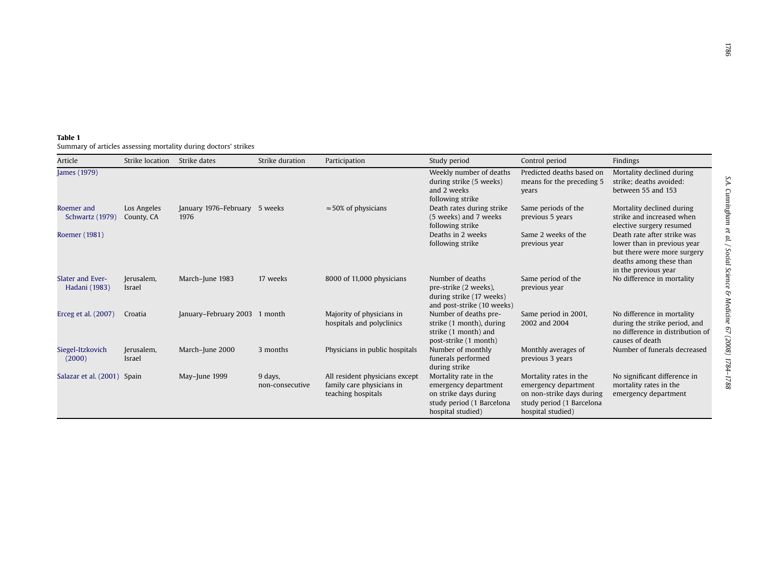**Table 1**
Summary of articles assessing mortality during doctors' strikes

| Article | Strike location | Strike dates | Strike duration | Participation | Study period | Control period | Findings |
|---|---|---|---|---|---|---|---|
| James (1979) | | | | | Weekly number of deaths during strike (5 weeks) and 2 weeks following strike | Predicted deaths based on means for the preceding 5 years | Mortality declined during strike; deaths avoided: between 55 and 153 |
| Roemer and Schwartz (1979) | Los Angeles County, CA | January 1976–February 1976 | 5 weeks | ≈50% of physicians | Death rates during strike (5 weeks) and 7 weeks following strike | Same periods of the previous 5 years | Mortality declined during strike and increased when elective surgery resumed |
| Roemer (1981) | | | | | Deaths in 2 weeks following strike | Same 2 weeks of the previous year | Death rate after strike was lower than in previous year but there were more surgery deaths among these than in the previous year |
| Slater and Ever-Hadani (1983) | Jerusalem, Israel | March–June 1983 | 17 weeks | 8000 of 11,000 physicians | Number of deaths pre-strike (2 weeks), during strike (17 weeks) and post-strike (10 weeks) | Same period of the previous year | No difference in mortality |
| Erceg et al. (2007) | Croatia | January–February 2003 | 1 month | Majority of physicians in hospitals and polyclinics | Number of deaths pre-strike (1 month), during strike (1 month) and post-strike (1 month) | Same period in 2001, 2002 and 2004 | No difference in mortality during the strike period, and no difference in distribution of causes of death |
| Siegel-Itzkovich (2000) | Jerusalem, Israel | March–June 2000 | 3 months | Physicians in public hospitals | Number of monthly funerals performed during strike | Monthly averages of previous 3 years | Number of funerals decreased |
| Salazar et al. (2001) | Spain | May–June 1999 | 9 days, non-consecutive | All resident physicians except family care physicians in teaching hospitals | Mortality rate in the emergency department on strike days during study period (1 Barcelona hospital studied) | Mortality rates in the emergency department on non-strike days during study period (1 Barcelona hospital studied) | No significant difference in mortality rates in the emergency department |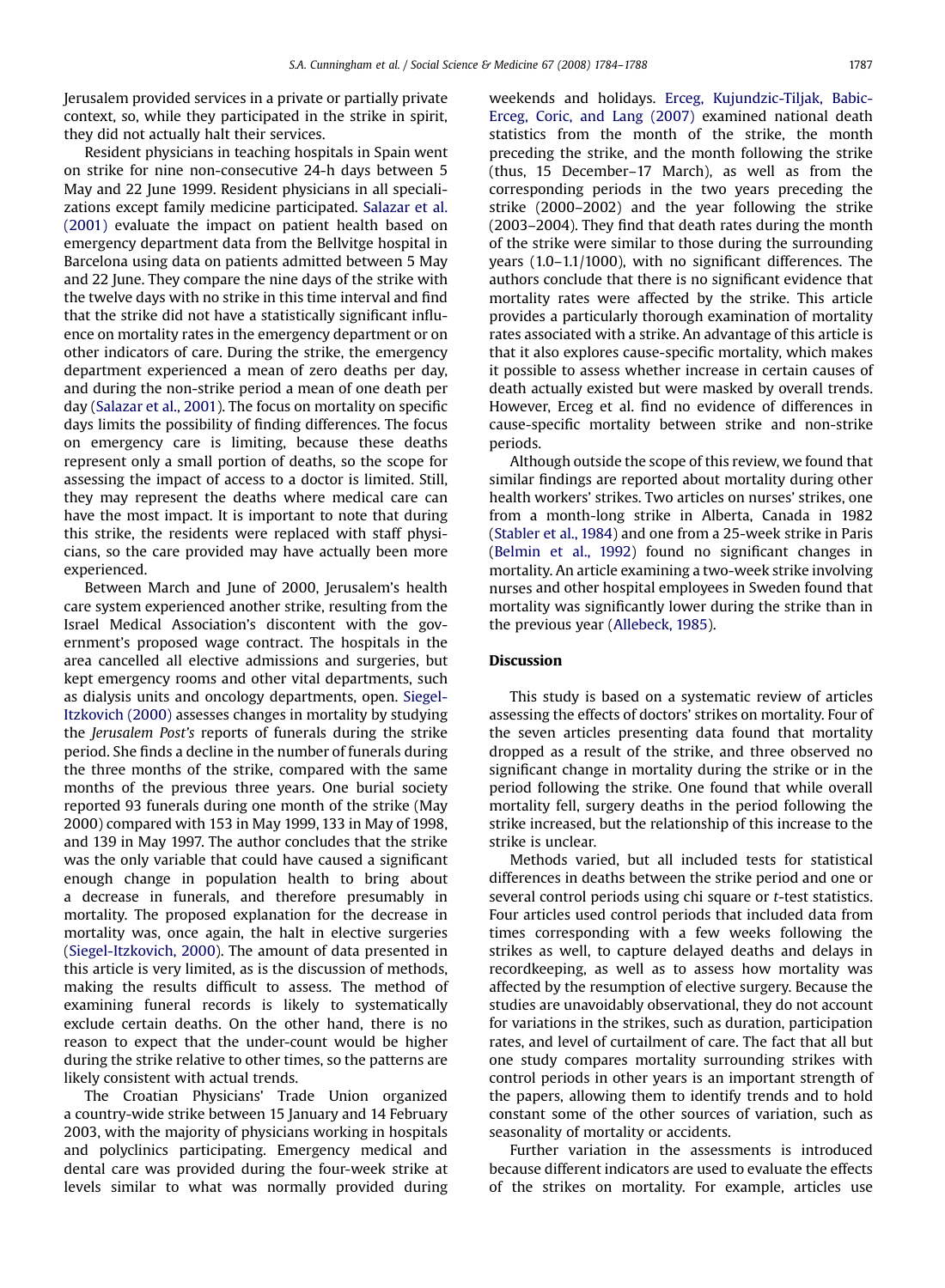Jerusalem provided services in a private or partially private context, so, while they participated in the strike in spirit, they did not actually halt their services.

Resident physicians in teaching hospitals in Spain went on strike for nine non-consecutive 24-h days between 5 May and 22 June 1999. Resident physicians in all specializations except family medicine participated. Salazar et al. (2001) evaluate the impact on patient health based on emergency department data from the Bellvitge hospital in Barcelona using data on patients admitted between 5 May and 22 June. They compare the nine days of the strike with the twelve days with no strike in this time interval and find that the strike did not have a statistically significant influence on mortality rates in the emergency department or on other indicators of care. During the strike, the emergency department experienced a mean of zero deaths per day, and during the non-strike period a mean of one death per day (Salazar et al., 2001). The focus on mortality on specific days limits the possibility of finding differences. The focus on emergency care is limiting, because these deaths represent only a small portion of deaths, so the scope for assessing the impact of access to a doctor is limited. Still, they may represent the deaths where medical care can have the most impact. It is important to note that during this strike, the residents were replaced with staff physicians, so the care provided may have actually been more experienced.

Between March and June of 2000, Jerusalem's health care system experienced another strike, resulting from the Israel Medical Association's discontent with the government's proposed wage contract. The hospitals in the area cancelled all elective admissions and surgeries, but kept emergency rooms and other vital departments, such as dialysis units and oncology departments, open. Siegel-Itzkovich (2000) assesses changes in mortality by studying the *Jerusalem Post's* reports of funerals during the strike period. She finds a decline in the number of funerals during the three months of the strike, compared with the same months of the previous three years. One burial society reported 93 funerals during one month of the strike (May 2000) compared with 153 in May 1999, 133 in May of 1998, and 139 in May 1997. The author concludes that the strike was the only variable that could have caused a significant enough change in population health to bring about a decrease in funerals, and therefore presumably in mortality. The proposed explanation for the decrease in mortality was, once again, the halt in elective surgeries (Siegel-Itzkovich, 2000). The amount of data presented in this article is very limited, as is the discussion of methods, making the results difficult to assess. The method of examining funeral records is likely to systematically exclude certain deaths. On the other hand, there is no reason to expect that the under-count would be higher during the strike relative to other times, so the patterns are likely consistent with actual trends.

The Croatian Physicians' Trade Union organized a country-wide strike between 15 January and 14 February 2003, with the majority of physicians working in hospitals and polyclinics participating. Emergency medical and dental care was provided during the four-week strike at levels similar to what was normally provided during weekends and holidays. Erceg, Kujundzic-Tiljak, Babic-Erceg, Coric, and Lang (2007) examined national death statistics from the month of the strike, the month preceding the strike, and the month following the strike (thus, 15 December–17 March), as well as from the corresponding periods in the two years preceding the strike (2000–2002) and the year following the strike (2003–2004). They find that death rates during the month of the strike were similar to those during the surrounding years (1.0–1.1/1000), with no significant differences. The authors conclude that there is no significant evidence that mortality rates were affected by the strike. This article provides a particularly thorough examination of mortality rates associated with a strike. An advantage of this article is that it also explores cause-specific mortality, which makes it possible to assess whether increase in certain causes of death actually existed but were masked by overall trends. However, Erceg et al. find no evidence of differences in cause-specific mortality between strike and non-strike periods.

Although outside the scope of this review, we found that similar findings are reported about mortality during other health workers' strikes. Two articles on nurses' strikes, one from a month-long strike in Alberta, Canada in 1982 (Stabler et al., 1984) and one from a 25-week strike in Paris (Belmin et al., 1992) found no significant changes in mortality. An article examining a two-week strike involving nurses and other hospital employees in Sweden found that mortality was significantly lower during the strike than in the previous year (Allebeck, 1985).

## Discussion

This study is based on a systematic review of articles assessing the effects of doctors' strikes on mortality. Four of the seven articles presenting data found that mortality dropped as a result of the strike, and three observed no significant change in mortality during the strike or in the period following the strike. One found that while overall mortality fell, surgery deaths in the period following the strike increased, but the relationship of this increase to the strike is unclear.

Methods varied, but all included tests for statistical differences in deaths between the strike period and one or several control periods using chi square or *t*-test statistics. Four articles used control periods that included data from times corresponding with a few weeks following the strikes as well, to capture delayed deaths and delays in recordkeeping, as well as to assess how mortality was affected by the resumption of elective surgery. Because the studies are unavoidably observational, they do not account for variations in the strikes, such as duration, participation rates, and level of curtailment of care. The fact that all but one study compares mortality surrounding strikes with control periods in other years is an important strength of the papers, allowing them to identify trends and to hold constant some of the other sources of variation, such as seasonality of mortality or accidents.

Further variation in the assessments is introduced because different indicators are used to evaluate the effects of the strikes on mortality. For example, articles use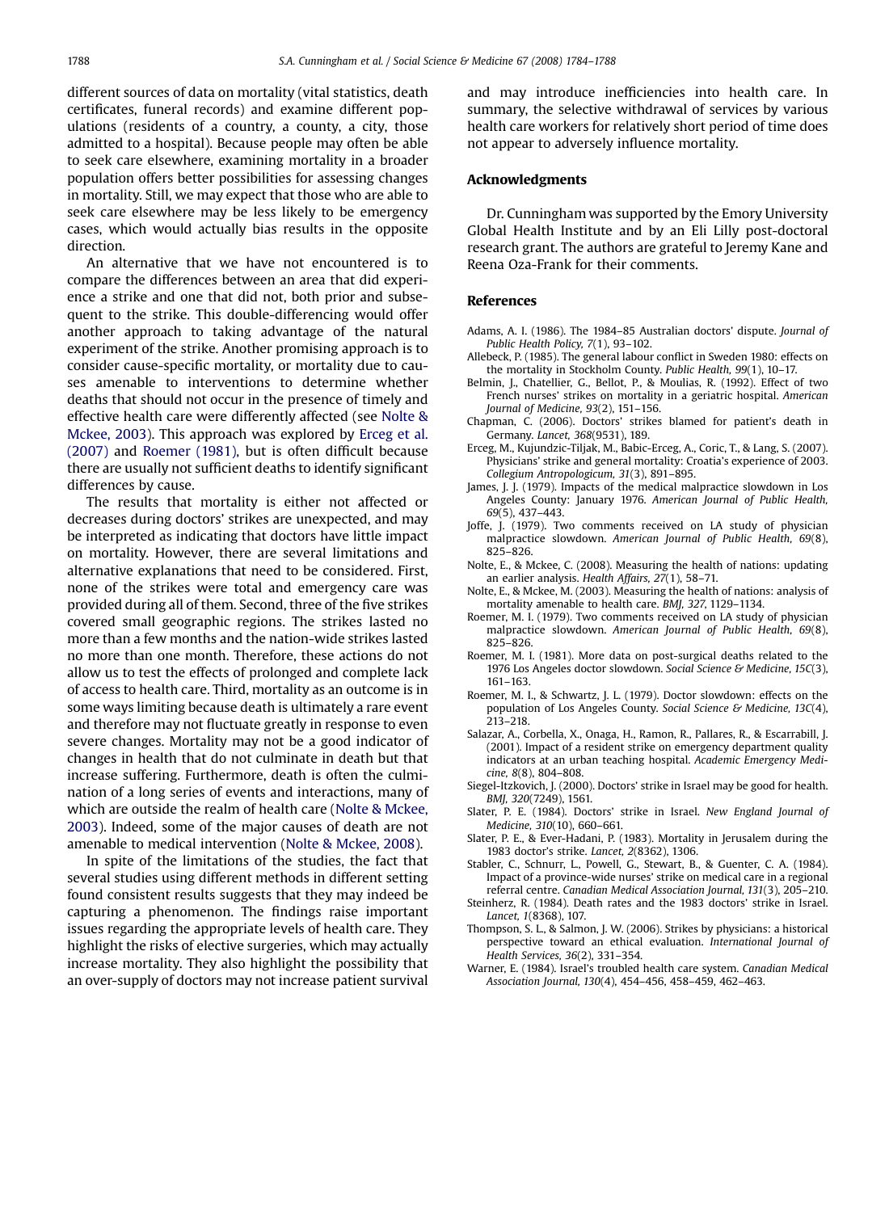different sources of data on mortality (vital statistics, death certificates, funeral records) and examine different populations (residents of a country, a county, a city, those admitted to a hospital). Because people may often be able to seek care elsewhere, examining mortality in a broader population offers better possibilities for assessing changes in mortality. Still, we may expect that those who are able to seek care elsewhere may be less likely to be emergency cases, which would actually bias results in the opposite direction.

An alternative that we have not encountered is to compare the differences between an area that did experience a strike and one that did not, both prior and subsequent to the strike. This double-differencing would offer another approach to taking advantage of the natural experiment of the strike. Another promising approach is to consider cause-specific mortality, or mortality due to causes amenable to interventions to determine whether deaths that should not occur in the presence of timely and effective health care were differently affected (see Nolte & Mckee, 2003). This approach was explored by Erceg et al. (2007) and Roemer (1981), but is often difficult because there are usually not sufficient deaths to identify significant differences by cause.

The results that mortality is either not affected or decreases during doctors' strikes are unexpected, and may be interpreted as indicating that doctors have little impact on mortality. However, there are several limitations and alternative explanations that need to be considered. First, none of the strikes were total and emergency care was provided during all of them. Second, three of the five strikes covered small geographic regions. The strikes lasted no more than a few months and the nation-wide strikes lasted no more than one month. Therefore, these actions do not allow us to test the effects of prolonged and complete lack of access to health care. Third, mortality as an outcome is in some ways limiting because death is ultimately a rare event and therefore may not fluctuate greatly in response to even severe changes. Mortality may not be a good indicator of changes in health that do not culminate in death but that increase suffering. Furthermore, death is often the culmination of a long series of events and interactions, many of which are outside the realm of health care (Nolte & Mckee, 2003). Indeed, some of the major causes of death are not amenable to medical intervention (Nolte & Mckee, 2008).

In spite of the limitations of the studies, the fact that several studies using different methods in different setting found consistent results suggests that they may indeed be capturing a phenomenon. The findings raise important issues regarding the appropriate levels of health care. They highlight the risks of elective surgeries, which may actually increase mortality. They also highlight the possibility that an over-supply of doctors may not increase patient survival and may introduce inefficiencies into health care. In summary, the selective withdrawal of services by various health care workers for relatively short period of time does not appear to adversely influence mortality.

## Acknowledgments

Dr. Cunningham was supported by the Emory University Global Health Institute and by an Eli Lilly post-doctoral research grant. The authors are grateful to Jeremy Kane and Reena Oza-Frank for their comments.

## References

Adams, A. I. (1986). The 1984–85 Australian doctors' dispute. *Journal of Public Health Policy, 7*(1), 93–102.

Allebeck, P. (1985). The general labour conflict in Sweden 1980: effects on the mortality in Stockholm County. *Public Health, 99*(1), 10–17.

Belmin, J., Chatellier, G., Bellot, P., & Moulias, R. (1992). Effect of two French nurses' strikes on mortality in a geriatric hospital. *American Journal of Medicine, 93*(2), 151–156.

Chapman, C. (2006). Doctors' strikes blamed for patient's death in Germany. *Lancet, 368*(9531), 189.

Erceg, M., Kujundzic-Tiljak, M., Babic-Erceg, A., Coric, T., & Lang, S. (2007). Physicians' strike and general mortality: Croatia's experience of 2003. *Collegium Antropologicum, 31*(3), 891–895.

James, J. J. (1979). Impacts of the medical malpractice slowdown in Los Angeles County: January 1976. *American Journal of Public Health, 69*(5), 437–443.

Joffe, J. (1979). Two comments received on LA study of physician malpractice slowdown. *American Journal of Public Health, 69*(8), 825–826.

Nolte, E., & Mckee, C. (2008). Measuring the health of nations: updating an earlier analysis. *Health Affairs, 27*(1), 58–71.

Nolte, E., & Mckee, M. (2003). Measuring the health of nations: analysis of mortality amenable to health care. *BMJ, 327*, 1129–1134.

Roemer, M. I. (1979). Two comments received on LA study of physician malpractice slowdown. *American Journal of Public Health, 69*(8), 825–826.

Roemer, M. I. (1981). More data on post-surgical deaths related to the 1976 Los Angeles doctor slowdown. *Social Science & Medicine, 15C*(3), 161–163.

Roemer, M. I., & Schwartz, J. L. (1979). Doctor slowdown: effects on the population of Los Angeles County. *Social Science & Medicine, 13C*(4), 213–218.

Salazar, A., Corbella, X., Onaga, H., Ramon, R., Pallares, R., & Escarrabill, J. (2001). Impact of a resident strike on emergency department quality indicators at an urban teaching hospital. *Academic Emergency Medicine, 8*(8), 804–808.

Siegel-Itzkovich, J. (2000). Doctors' strike in Israel may be good for health. *BMJ, 320*(7249), 1561.

Slater, P. E. (1984). Doctors' strike in Israel. *New England Journal of Medicine, 310*(10), 660–661.

Slater, P. E., & Ever-Hadani, P. (1983). Mortality in Jerusalem during the 1983 doctor's strike. *Lancet, 2*(8362), 1306.

Stabler, C., Schnurr, L., Powell, G., Stewart, B., & Guenter, C. A. (1984). Impact of a province-wide nurses' strike on medical care in a regional referral centre. *Canadian Medical Association Journal, 131*(3), 205–210.

Steinherz, R. (1984). Death rates and the 1983 doctors' strike in Israel. *Lancet, 1*(8368), 107.

Thompson, S. L., & Salmon, J. W. (2006). Strikes by physicians: a historical perspective toward an ethical evaluation. *International Journal of Health Services, 36*(2), 331–354.

Warner, E. (1984). Israel's troubled health care system. *Canadian Medical Association Journal, 130*(4), 454–456, 458–459, 462–463.